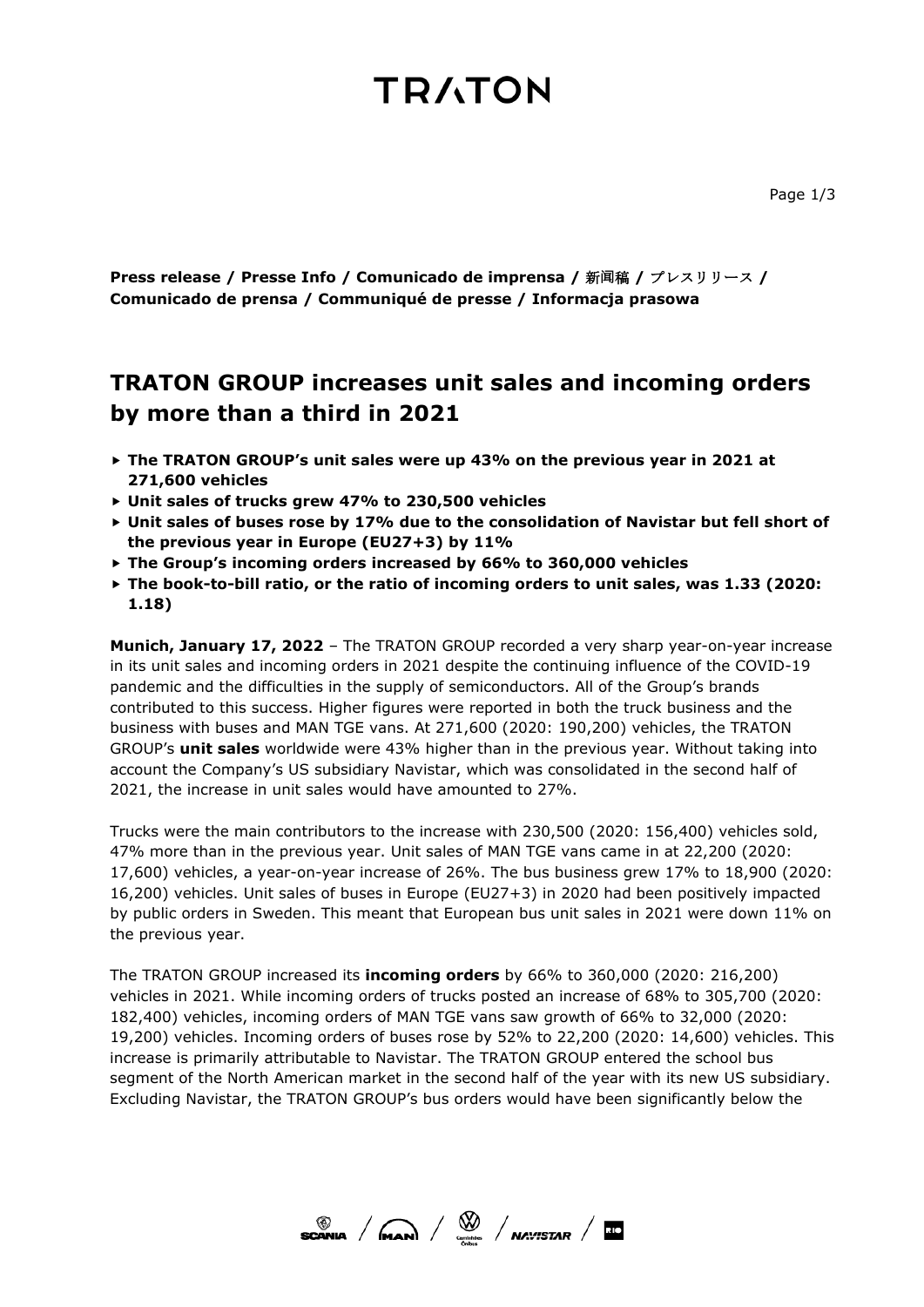**Press release / Presse Info / Comunicado de imprensa / 新闻稿 / プレスリリース / Comunicado de prensa / Communiqué de presse / Informacja prasowa**

# TRATON GROUP increases unit sales and incoming orders by more than a third in 2021

- **The TRATON GROUP's unit sales were up 43% on the previous year in 2021 at 271,600 vehicles**
- **Unit sales of trucks grew 47% to 230,500 vehicles**
- **Unit sales of buses rose by 17% due to the consolidation of Navistar but fell short of the previous year in Europe (EU27+3) by 11%**
- **The Group's incoming orders increased by 66% to 360,000 vehicles**
- **The book-to-bill ratio, or the ratio of incoming orders to unit sales, was 1.33 (2020: 1.18)**

**Munich, January 17, 2022** – The TRATON GROUP recorded a very sharp year-on-year increase in its unit sales and incoming orders in 2021 despite the continuing influence of the COVID-19 pandemic and the difficulties in the supply of semiconductors. All of the Group's brands contributed to this success. Higher figures were reported in both the truck business and the business with buses and MAN TGE vans. At 271,600 (2020: 190,200) vehicles, the TRATON GROUP's **unit sales** worldwide were 43% higher than in the previous year. Without taking into account the Company's US subsidiary Navistar, which was consolidated in the second half of 2021, the increase in unit sales would have amounted to 27%.

Trucks were the main contributors to the increase with 230,500 (2020: 156,400) vehicles sold, 47% more than in the previous year. Unit sales of MAN TGE vans came in at 22,200 (2020: 17,600) vehicles, a year-on-year increase of 26%. The bus business grew 17% to 18,900 (2020: 16,200) vehicles. Unit sales of buses in Europe (EU27+3) in 2020 had been positively impacted by public orders in Sweden. This meant that European bus unit sales in 2021 were down 11% on the previous year.

The TRATON GROUP increased its **incoming orders** by 66% to 360,000 (2020: 216,200) vehicles in 2021. While incoming orders of trucks posted an increase of 68% to 305,700 (2020: 182,400) vehicles, incoming orders of MAN TGE vans saw growth of 66% to 32,000 (2020: 19,200) vehicles. Incoming orders of buses rose by 52% to 22,200 (2020: 14,600) vehicles. This increase is primarily attributable to Navistar. The TRATON GROUP entered the school bus segment of the North American market in the second half of the year with its new US subsidiary. Excluding Navistar, the TRATON GROUP's bus orders would have been significantly below the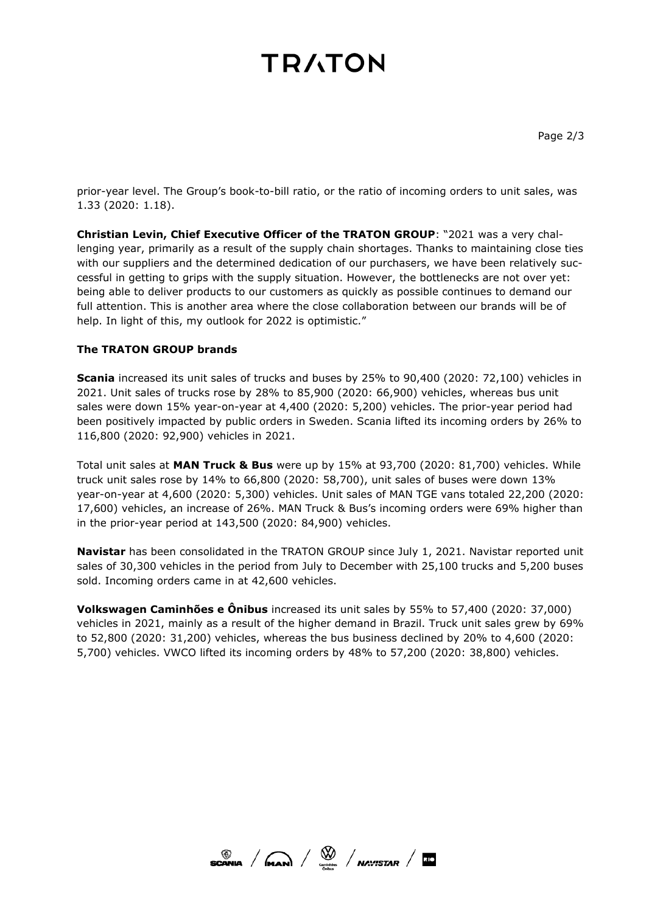prior-year level. The Group's book-to-bill ratio, or the ratio of incoming orders to unit sales, was 1.33 (2020: 1.18).

**Christian Levin, Chief Executive Officer of the TRATON GROUP**: "2021 was a very challenging year, primarily as a result of the supply chain shortages. Thanks to maintaining close ties with our suppliers and the determined dedication of our purchasers, we have been relatively successful in getting to grips with the supply situation. However, the bottlenecks are not over yet: being able to deliver products to our customers as quickly as possible continues to demand our full attention. This is another area where the close collaboration between our brands will be of help. In light of this, my outlook for 2022 is optimistic."

**The TRATON GROUP brands**

**Scania** increased its unit sales of trucks and buses by 25% to 90,400 (2020: 72,100) vehicles in 2021. Unit sales of trucks rose by 28% to 85,900 (2020: 66,900) vehicles, whereas bus unit sales were down 15% year-on-year at 4,400 (2020: 5,200) vehicles. The prior-year period had been positively impacted by public orders in Sweden. Scania lifted its incoming orders by 26% to 116,800 (2020: 92,900) vehicles in 2021.

Total unit sales at **MAN Truck & Bus** were up by 15% at 93,700 (2020: 81,700) vehicles. While truck unit sales rose by 14% to 66,800 (2020: 58,700), unit sales of buses were down 13% year-on-year at 4,600 (2020: 5,300) vehicles. Unit sales of MAN TGE vans totaled 22,200 (2020: 17,600) vehicles, an increase of 26%. MAN Truck & Bus's incoming orders were 69% higher than in the prior-year period at 143,500 (2020: 84,900) vehicles.

**Navistar** has been consolidated in the TRATON GROUP since July 1, 2021. Navistar reported unit sales of 30,300 vehicles in the period from July to December with 25,100 trucks and 5,200 buses sold. Incoming orders came in at 42,600 vehicles.

**Volkswagen Caminhões e Ônibus** increased its unit sales by 55% to 57,400 (2020: 37,000) vehicles in 2021, mainly as a result of the higher demand in Brazil. Truck unit sales grew by 69% to 52,800 (2020: 31,200) vehicles, whereas the bus business declined by 20% to 4,600 (2020: 5,700) vehicles. VWCO lifted its incoming orders by 48% to 57,200 (2020: 38,800) vehicles.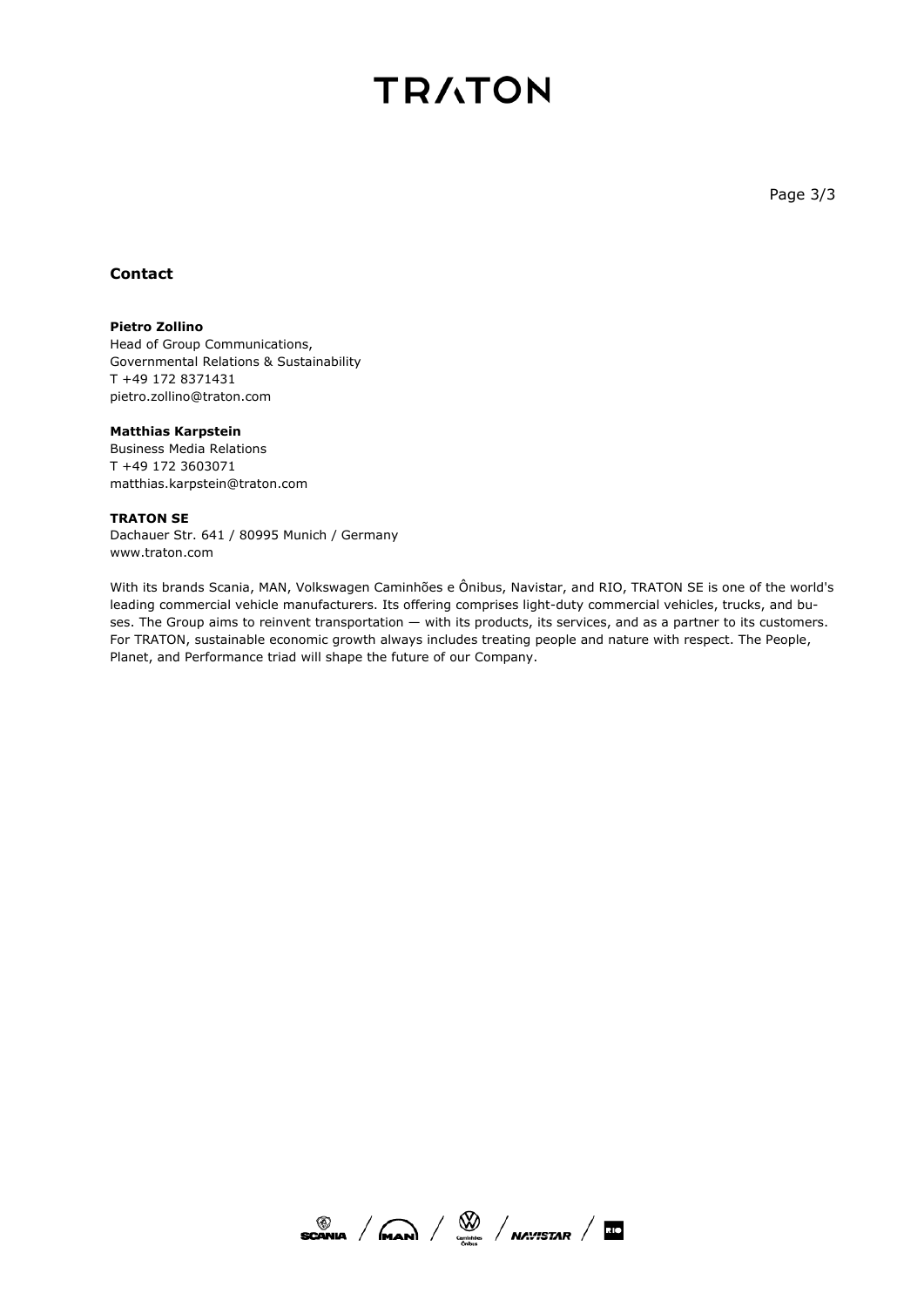## Contact

**Pietro Zollino**
Head of Group Communications,
Governmental Relations & Sustainability
T +49 172 8371431
pietro.zollino@traton.com

**Matthias Karpstein**
Business Media Relations
T +49 172 3603071
matthias.karpstein@traton.com

**TRATON SE**
Dachauer Str. 641 / 80995 Munich / Germany
www.traton.com

With its brands Scania, MAN, Volkswagen Caminhões e Ônibus, Navistar, and RIO, TRATON SE is one of the world's leading commercial vehicle manufacturers. Its offering comprises light-duty commercial vehicles, trucks, and buses. The Group aims to reinvent transportation — with its products, its services, and as a partner to its customers. For TRATON, sustainable economic growth always includes treating people and nature with respect. The People, Planet, and Performance triad will shape the future of our Company.